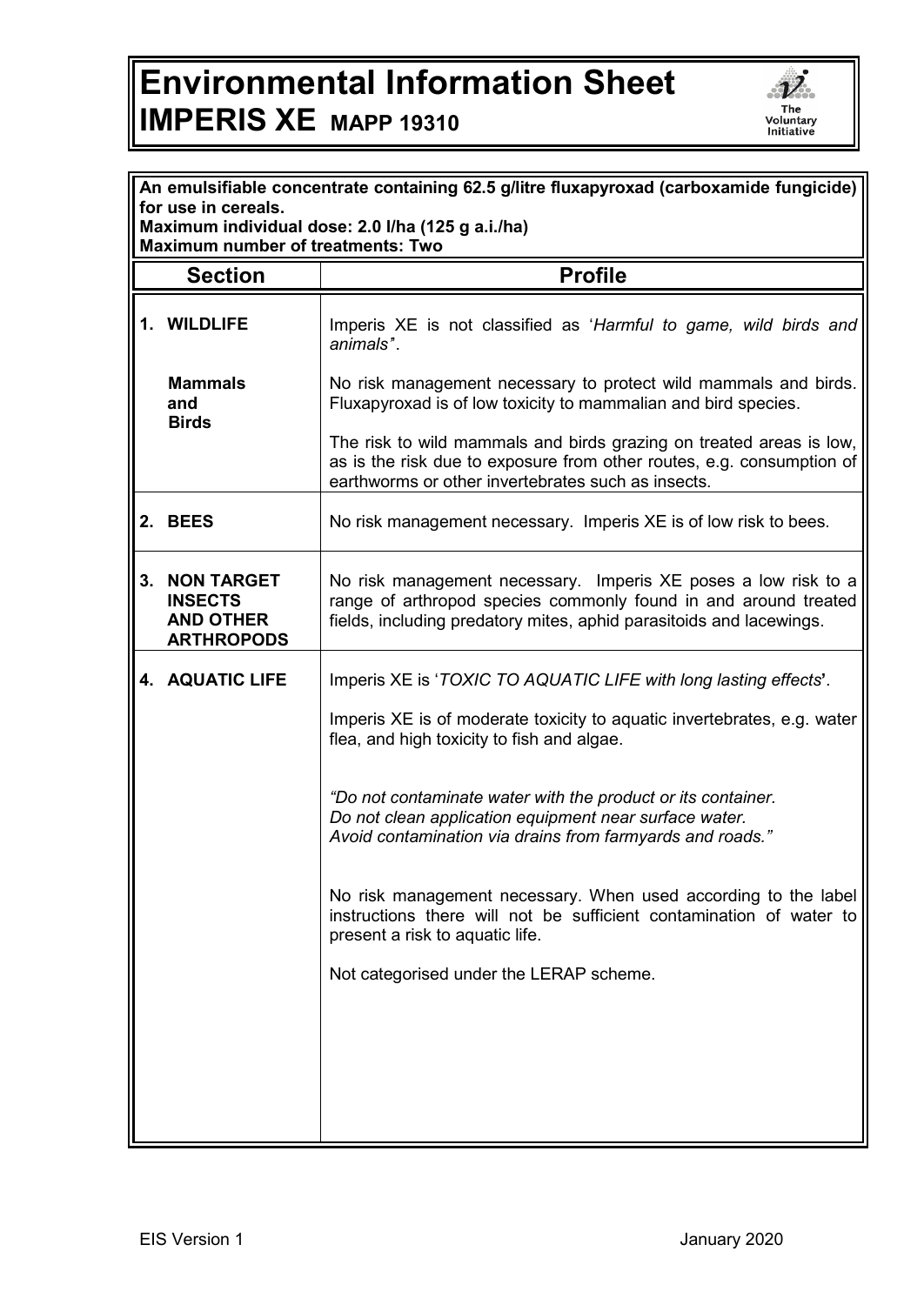# Environmental Information Sheet
# IMPERIS XE MAPP 19310

The Voluntary Initiative

**An emulsifiable concentrate containing 62.5 g/litre fluxapyroxad (carboxamide fungicide) for use in cereals.**
**Maximum individual dose: 2.0 l/ha (125 g a.i./ha)**
**Maximum number of treatments: Two**

| Section | Profile |
|---|---|
| **1. WILDLIFE** | Imperis XE is not classified as '*Harmful to game, wild birds and animals*'. |
| **Mammals and Birds** | No risk management necessary to protect wild mammals and birds. Fluxapyroxad is of low toxicity to mammalian and bird species.<br><br>The risk to wild mammals and birds grazing on treated areas is low, as is the risk due to exposure from other routes, e.g. consumption of earthworms or other invertebrates such as insects. |
| **2. BEES** | No risk management necessary. Imperis XE is of low risk to bees. |
| **3. NON TARGET INSECTS AND OTHER ARTHROPODS** | No risk management necessary. Imperis XE poses a low risk to a range of arthropod species commonly found in and around treated fields, including predatory mites, aphid parasitoids and lacewings. |
| **4. AQUATIC LIFE** | Imperis XE is '*TOXIC TO AQUATIC LIFE with long lasting effects*'.<br><br>Imperis XE is of moderate toxicity to aquatic invertebrates, e.g. water flea, and high toxicity to fish and algae.<br><br>*"Do not contaminate water with the product or its container. Do not clean application equipment near surface water. Avoid contamination via drains from farmyards and roads."*<br><br>No risk management necessary. When used according to the label instructions there will not be sufficient contamination of water to present a risk to aquatic life.<br><br>Not categorised under the LERAP scheme. |

EIS Version 1 January 2020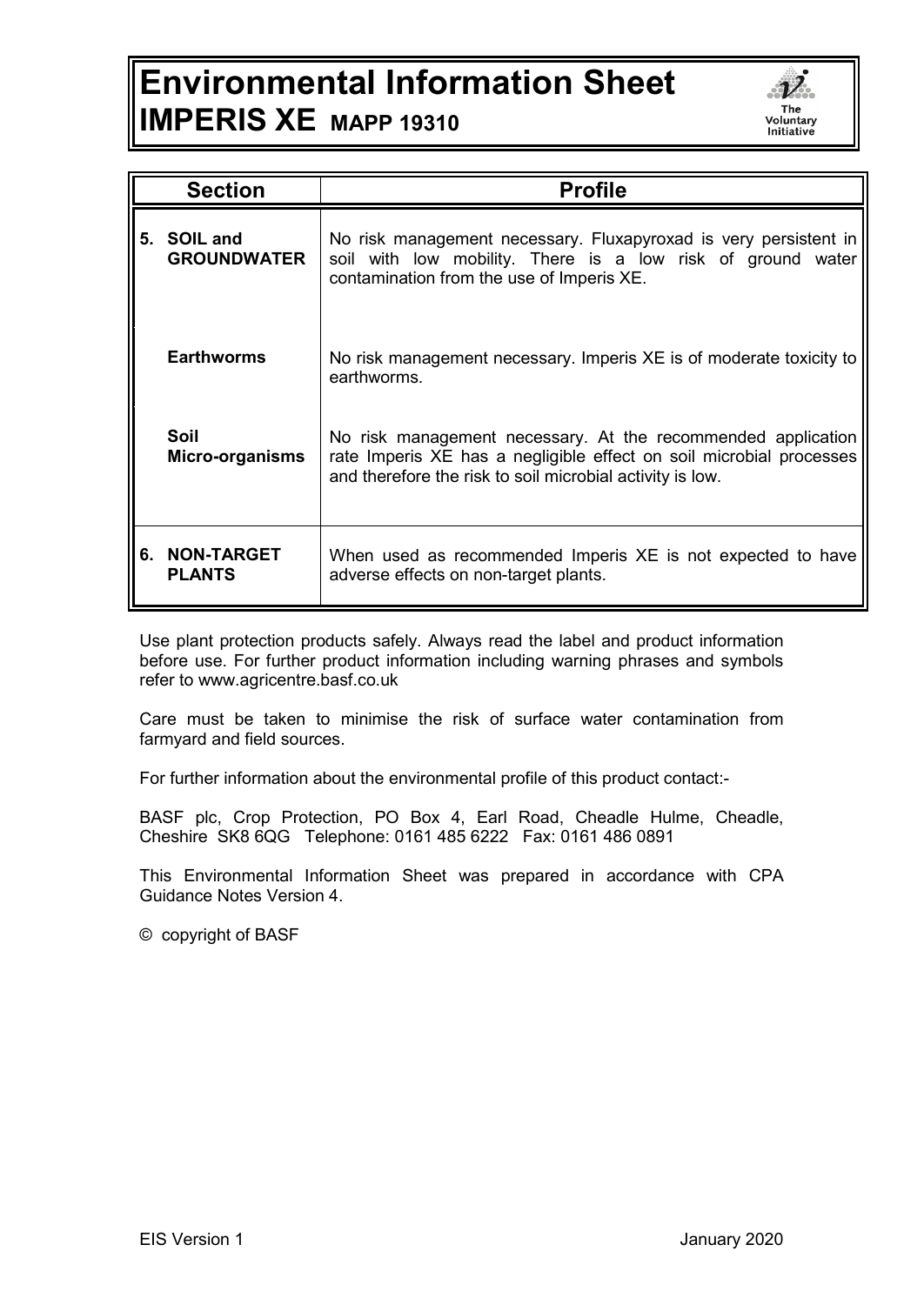# Environmental Information Sheet
# IMPERIS XE MAPP 19310

| Section | Profile |
|---|---|
| **5. SOIL and GROUNDWATER** | No risk management necessary. Fluxapyroxad is very persistent in soil with low mobility. There is a low risk of ground water contamination from the use of Imperis XE. |
| **Earthworms** | No risk management necessary. Imperis XE is of moderate toxicity to earthworms. |
| **Soil Micro-organisms** | No risk management necessary. At the recommended application rate Imperis XE has a negligible effect on soil microbial processes and therefore the risk to soil microbial activity is low. |
| **6. NON-TARGET PLANTS** | When used as recommended Imperis XE is not expected to have adverse effects on non-target plants. |

Use plant protection products safely. Always read the label and product information before use. For further product information including warning phrases and symbols refer to www.agricentre.basf.co.uk

Care must be taken to minimise the risk of surface water contamination from farmyard and field sources.

For further information about the environmental profile of this product contact:-

BASF plc, Crop Protection, PO Box 4, Earl Road, Cheadle Hulme, Cheadle, Cheshire SK8 6QG Telephone: 0161 485 6222 Fax: 0161 486 0891

This Environmental Information Sheet was prepared in accordance with CPA Guidance Notes Version 4.

© copyright of BASF

EIS Version 1 January 2020